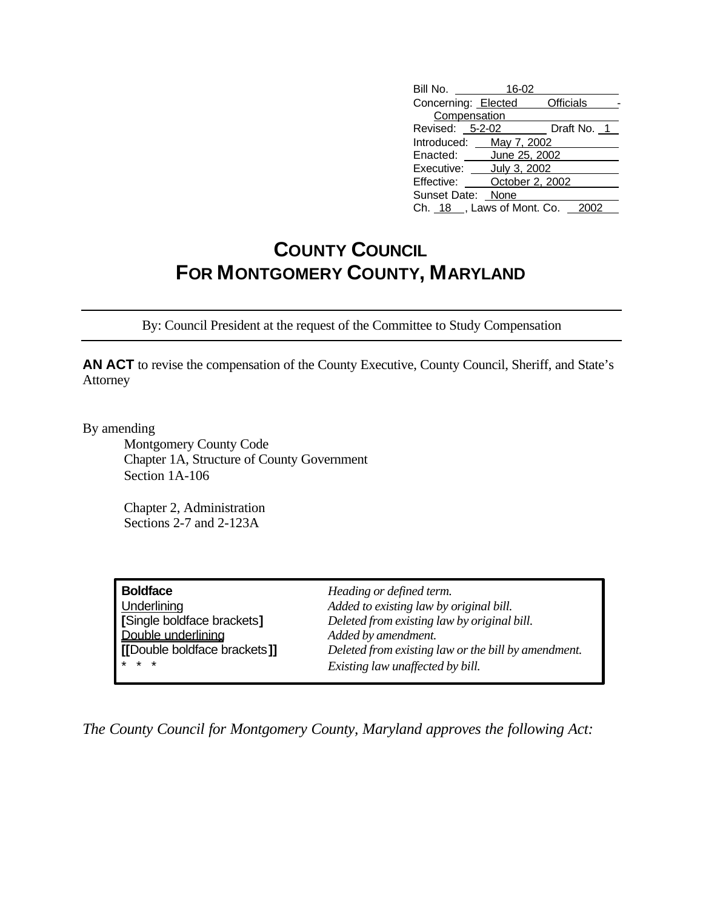| | |
|---|---|
| Bill No. | 16-02 |
| Concerning: | Elected Officials - Compensation |
| Revised: 5-2-02 | Draft No. 1 |
| Introduced: | May 7, 2002 |
| Enacted: | June 25, 2002 |
| Executive: | July 3, 2002 |
| Effective: | October 2, 2002 |
| Sunset Date: | None |
| Ch. 18 , Laws of Mont. Co. | 2002 |

# COUNTY COUNCIL
# FOR MONTGOMERY COUNTY, MARYLAND

By: Council President at the request of the Committee to Study Compensation

**AN ACT** to revise the compensation of the County Executive, County Council, Sheriff, and State's Attorney

By amending

Montgomery County Code
Chapter 1A, Structure of County Government
Section 1A-106

Chapter 2, Administration
Sections 2-7 and 2-123A

| | |
|---|---|
| **Boldface** | *Heading or defined term.* |
| Underlining | *Added to existing law by original bill.* |
| **[**Single boldface brackets**]** | *Deleted from existing law by original bill.* |
| Double underlining | *Added by amendment.* |
| **[[**Double boldface brackets**]]** | *Deleted from existing law or the bill by amendment.* |
| * * * | *Existing law unaffected by bill.* |

*The County Council for Montgomery County, Maryland approves the following Act:*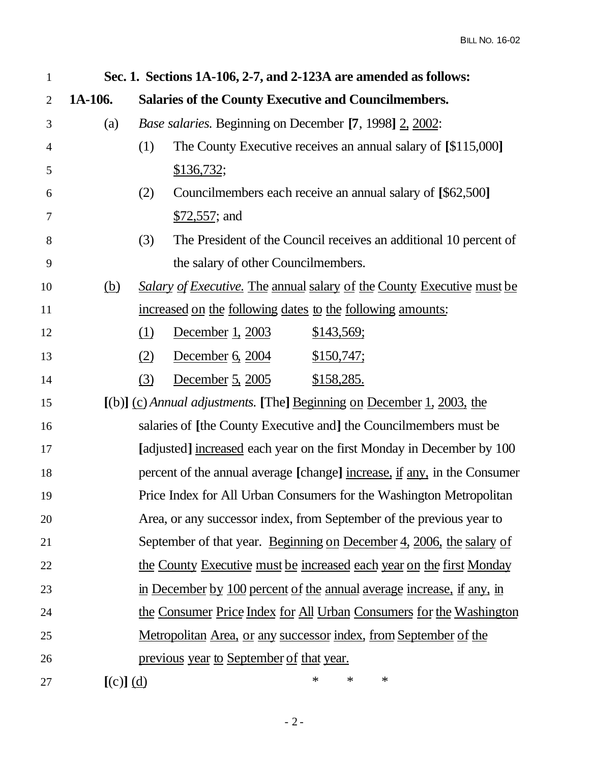**Sec. 1. Sections 1A-106, 2-7, and 2-123A are amended as follows:**

**1A-106. Salaries of the County Executive and Councilmembers.**

(a) *Base salaries.* Beginning on December **[**7, 1998**]** 2, 2002:

(1) The County Executive receives an annual salary of **[**$115,000**]** $136,732;

(2) Councilmembers each receive an annual salary of **[**$62,500**]** $72,557; and

(3) The President of the Council receives an additional 10 percent of the salary of other Councilmembers.

(b) *Salary of Executive.* The annual salary of the County Executive must be increased on the following dates to the following amounts:

(1) December 1, 2003 $143,569;

(2) December 6, 2004 $150,747;

(3) December 5, 2005 $158,285.

**[**(b)**]** (c) *Annual adjustments.* **[**The**]** Beginning on December 1, 2003, the salaries of **[**the County Executive and**]** the Councilmembers must be **[**adjusted**]** increased each year on the first Monday in December by 100 percent of the annual average **[**change**]** increase, if any, in the Consumer Price Index for All Urban Consumers for the Washington Metropolitan Area, or any successor index, from September of the previous year to September of that year. Beginning on December 4, 2006, the salary of the County Executive must be increased each year on the first Monday in December by 100 percent of the annual average increase, if any, in the Consumer Price Index for All Urban Consumers for the Washington Metropolitan Area, or any successor index, from September of the previous year to September of that year.

**[**(c)**]** (d) * * *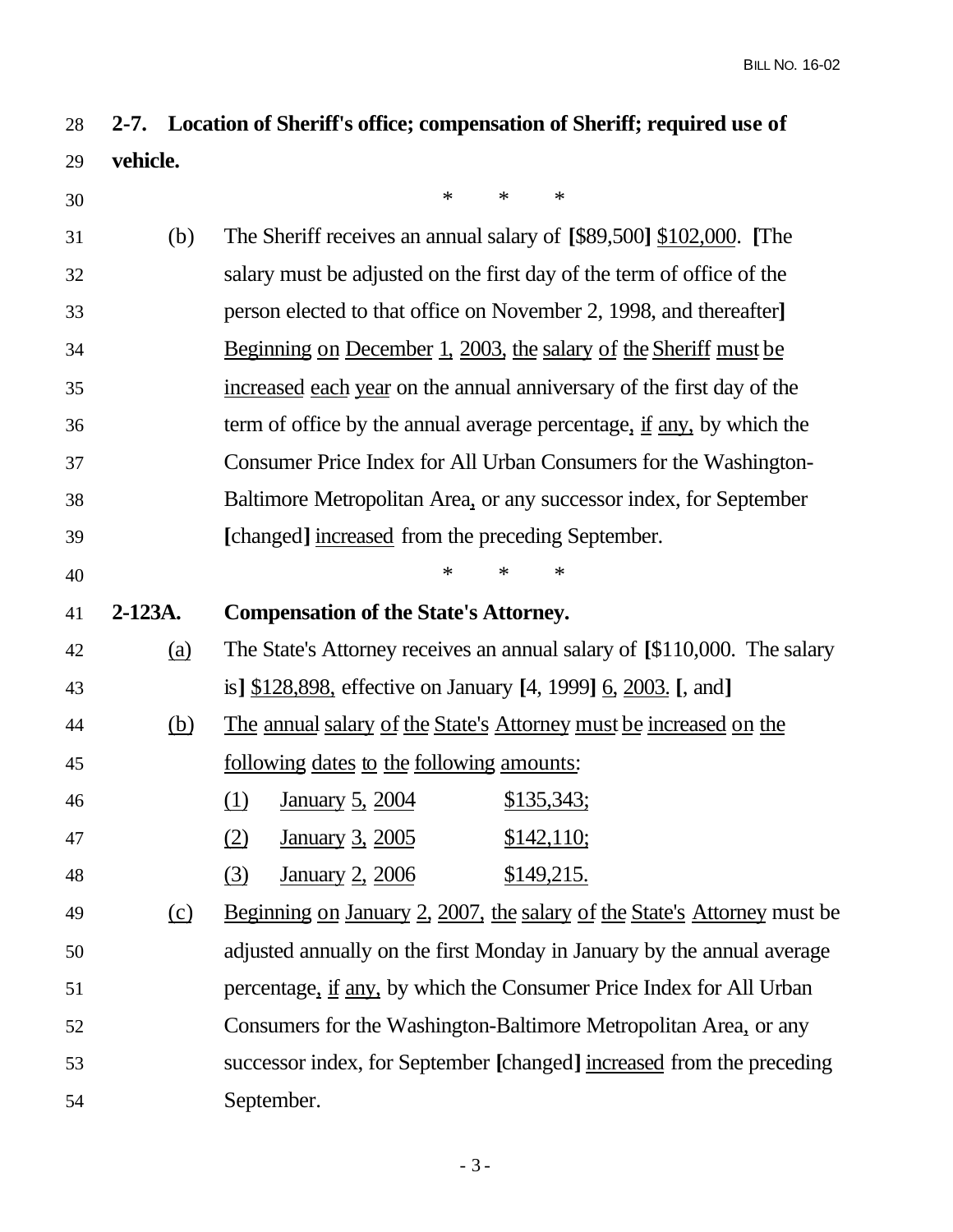**2-7. Location of Sheriff's office; compensation of Sheriff; required use of vehicle.**

\* \* \*

(b) The Sheriff receives an annual salary of **[**$89,500**]** <u>$102,000</u>. **[**The salary must be adjusted on the first day of the term of office of the person elected to that office on November 2, 1998, and thereafter**]** <u>Beginning on December 1, 2003, the salary of the Sheriff must be increased each year</u> on the annual anniversary of the first day of the term of office by the annual average percentage<u>, if any,</u> by which the Consumer Price Index for All Urban Consumers for the Washington-Baltimore Metropolitan Area<u>,</u> or any successor index, for September **[**changed**]** <u>increased</u> from the preceding September.

\* \* \*

**2-123A. Compensation of the State's Attorney.**

<u>(a)</u> The State's Attorney receives an annual salary of **[**$110,000. The salary is**]** <u>$128,898,</u> effective on January **[**4, 1999**]** <u>6, 2003.</u> **[**, and**]**

<u>(b)</u> <u>The annual salary of the State's Attorney must be increased on the following dates to the following amounts:</u>

<u>(1)</u> <u>January 5, 2004</u> <u>$135,343;</u>

<u>(2)</u> <u>January 3, 2005</u> <u>$142,110;</u>

<u>(3)</u> <u>January 2, 2006</u> <u>$149,215.</u>

<u>(c)</u> <u>Beginning on January 2, 2007, the salary of the State's Attorney</u> must be adjusted annually on the first Monday in January by the annual average percentage<u>, if any,</u> by which the Consumer Price Index for All Urban Consumers for the Washington-Baltimore Metropolitan Area<u>,</u> or any successor index, for September **[**changed**]** <u>increased</u> from the preceding September.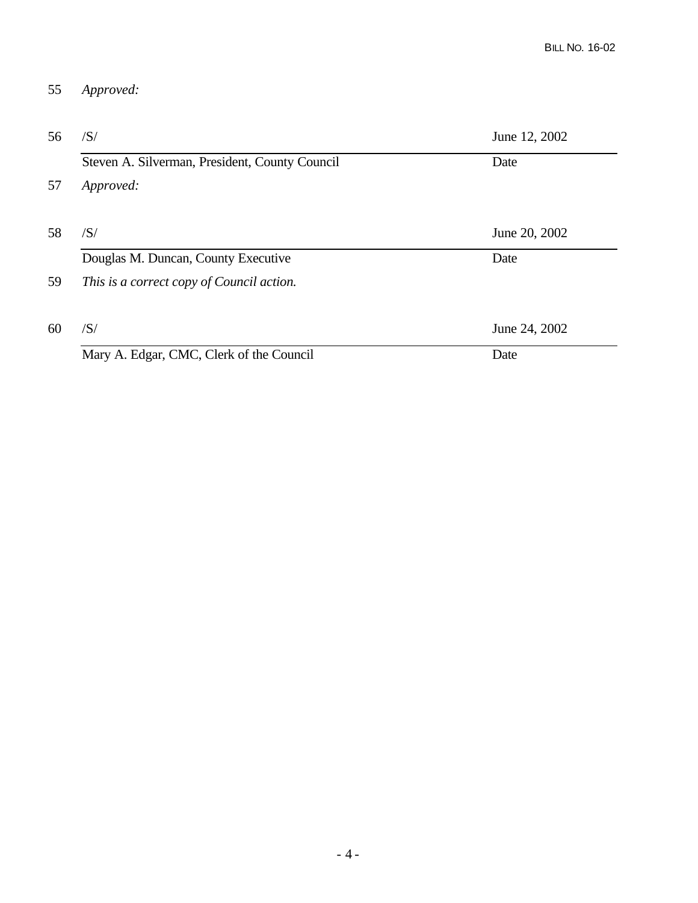55 *Approved:*

56 /S/ June 12, 2002

Steven A. Silverman, President, County Council Date

57 *Approved:*

58 /S/ June 20, 2002

Douglas M. Duncan, County Executive Date

59 *This is a correct copy of Council action.*

60 /S/ June 24, 2002

Mary A. Edgar, CMC, Clerk of the Council Date